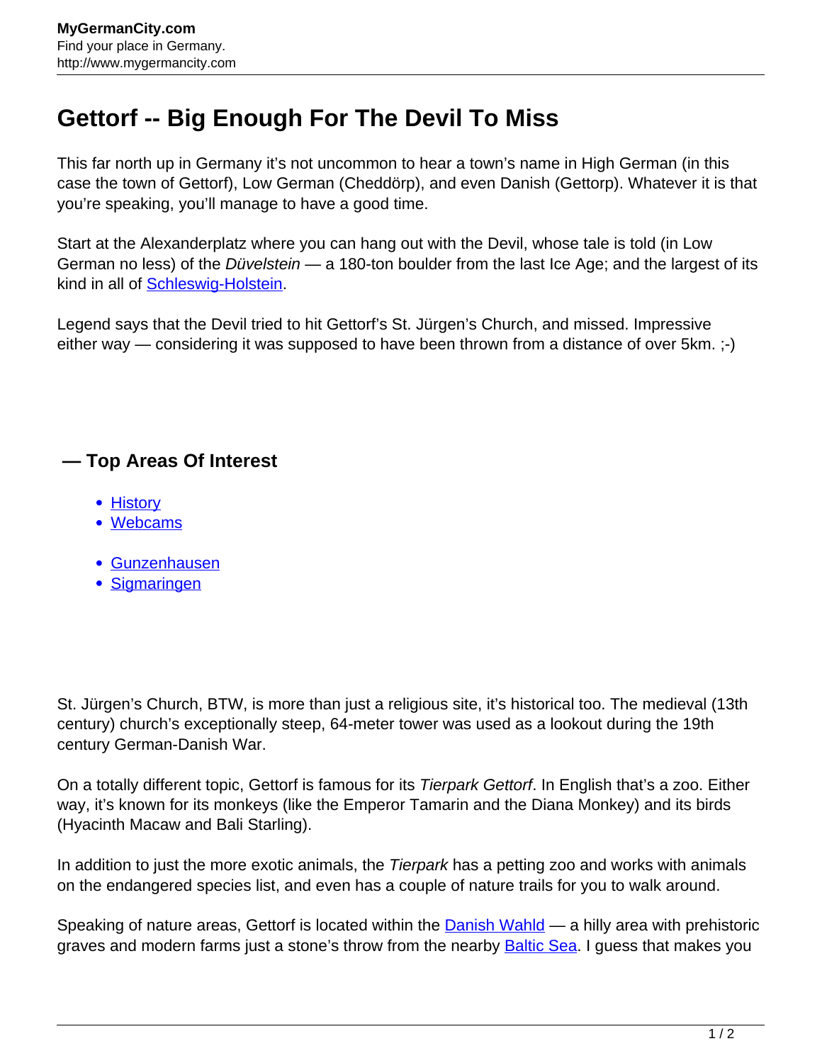# Gettorf -- Big Enough For The Devil To Miss

This far north up in Germany it's not uncommon to hear a town's name in High German (in this case the town of Gettorf), Low German (Cheddörp), and even Danish (Gettorp). Whatever it is that you're speaking, you'll manage to have a good time.

Start at the Alexanderplatz where you can hang out with the Devil, whose tale is told (in Low German no less) of the *Düvelstein* — a 180-ton boulder from the last Ice Age; and the largest of its kind in all of Schleswig-Holstein.

Legend says that the Devil tried to hit Gettorf's St. Jürgen's Church, and missed. Impressive either way — considering it was supposed to have been thrown from a distance of over 5km. ;-)

## — Top Areas Of Interest

- History
- Webcams

- Gunzenhausen
- Sigmaringen

St. Jürgen's Church, BTW, is more than just a religious site, it's historical too. The medieval (13th century) church's exceptionally steep, 64-meter tower was used as a lookout during the 19th century German-Danish War.

On a totally different topic, Gettorf is famous for its *Tierpark Gettorf*. In English that's a zoo. Either way, it's known for its monkeys (like the Emperor Tamarin and the Diana Monkey) and its birds (Hyacinth Macaw and Bali Starling).

In addition to just the more exotic animals, the *Tierpark* has a petting zoo and works with animals on the endangered species list, and even has a couple of nature trails for you to walk around.

Speaking of nature areas, Gettorf is located within the Danish Wahld — a hilly area with prehistoric graves and modern farms just a stone's throw from the nearby Baltic Sea. I guess that makes you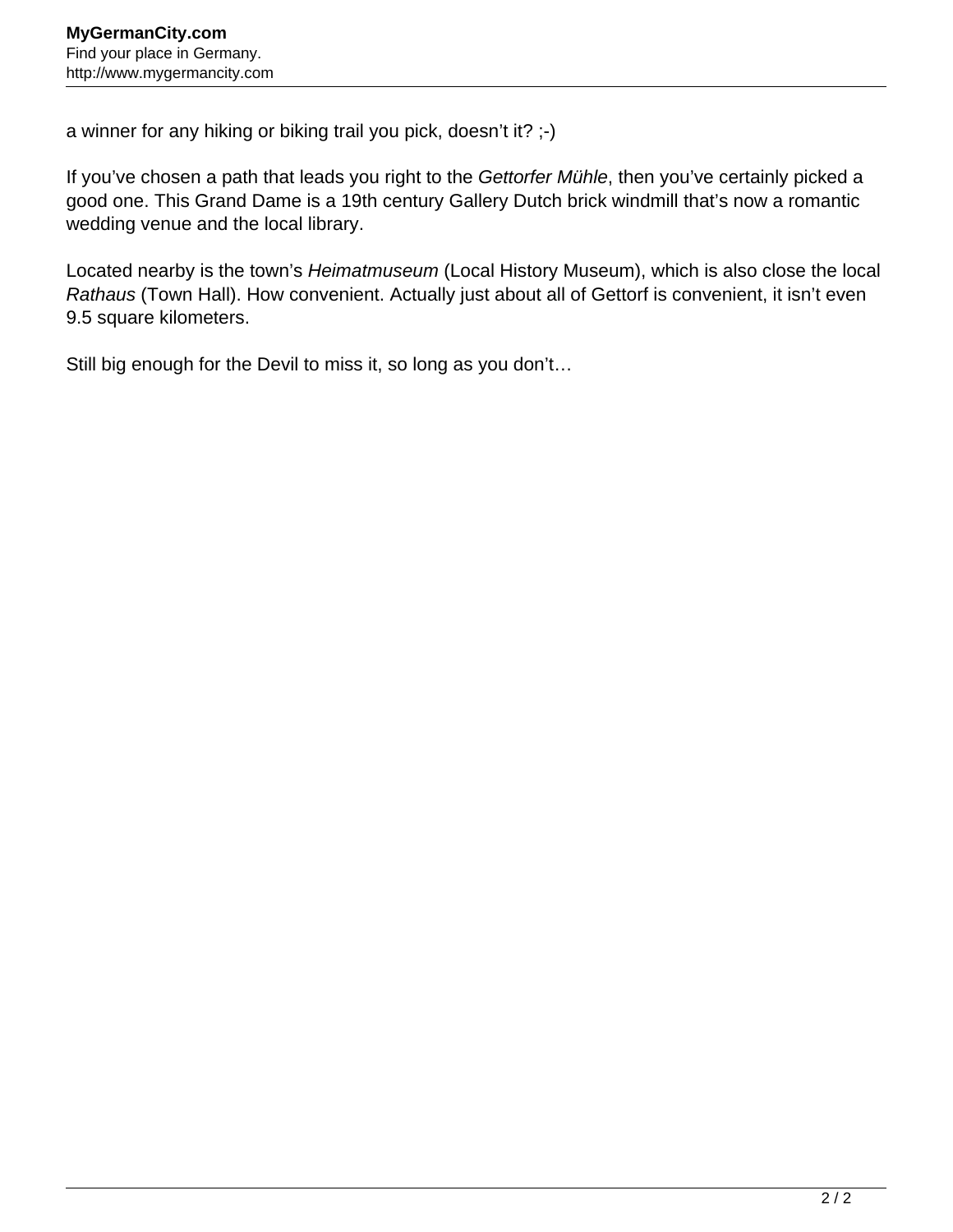a winner for any hiking or biking trail you pick, doesn't it? ;-)

If you've chosen a path that leads you right to the *Gettorfer Mühle*, then you've certainly picked a good one. This Grand Dame is a 19th century Gallery Dutch brick windmill that's now a romantic wedding venue and the local library.

Located nearby is the town's *Heimatmuseum* (Local History Museum), which is also close the local *Rathaus* (Town Hall). How convenient. Actually just about all of Gettorf is convenient, it isn't even 9.5 square kilometers.

Still big enough for the Devil to miss it, so long as you don't…